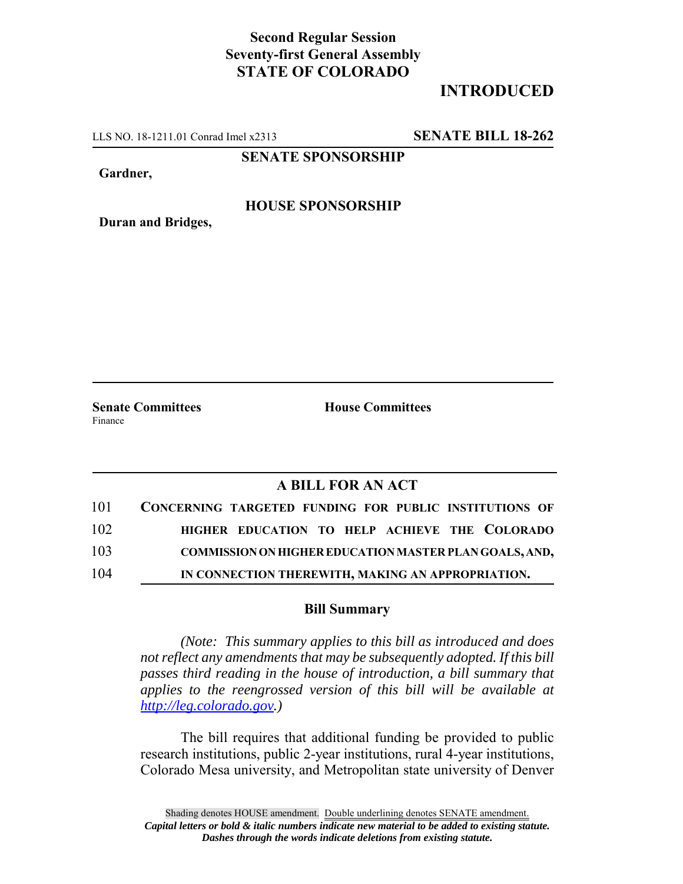**Second Regular Session**
**Seventy-first General Assembly**
**STATE OF COLORADO**

# INTRODUCED

LLS NO. 18-1211.01 Conrad Imel x2313 **SENATE BILL 18-262**

**SENATE SPONSORSHIP**

**Gardner,**

**HOUSE SPONSORSHIP**

**Duran and Bridges,**

**Senate Committees**
Finance

**House Committees**

## A BILL FOR AN ACT

101 **CONCERNING TARGETED FUNDING FOR PUBLIC INSTITUTIONS OF**
102 **HIGHER EDUCATION TO HELP ACHIEVE THE COLORADO**
103 **COMMISSION ON HIGHER EDUCATION MASTER PLAN GOALS, AND,**
104 **IN CONNECTION THEREWITH, MAKING AN APPROPRIATION.**

### Bill Summary

*(Note: This summary applies to this bill as introduced and does not reflect any amendments that may be subsequently adopted. If this bill passes third reading in the house of introduction, a bill summary that applies to the reengrossed version of this bill will be available at http://leg.colorado.gov.)*

The bill requires that additional funding be provided to public research institutions, public 2-year institutions, rural 4-year institutions, Colorado Mesa university, and Metropolitan state university of Denver

Shading denotes HOUSE amendment. Double underlining denotes SENATE amendment.
*Capital letters or bold & italic numbers indicate new material to be added to existing statute.*
*Dashes through the words indicate deletions from existing statute.*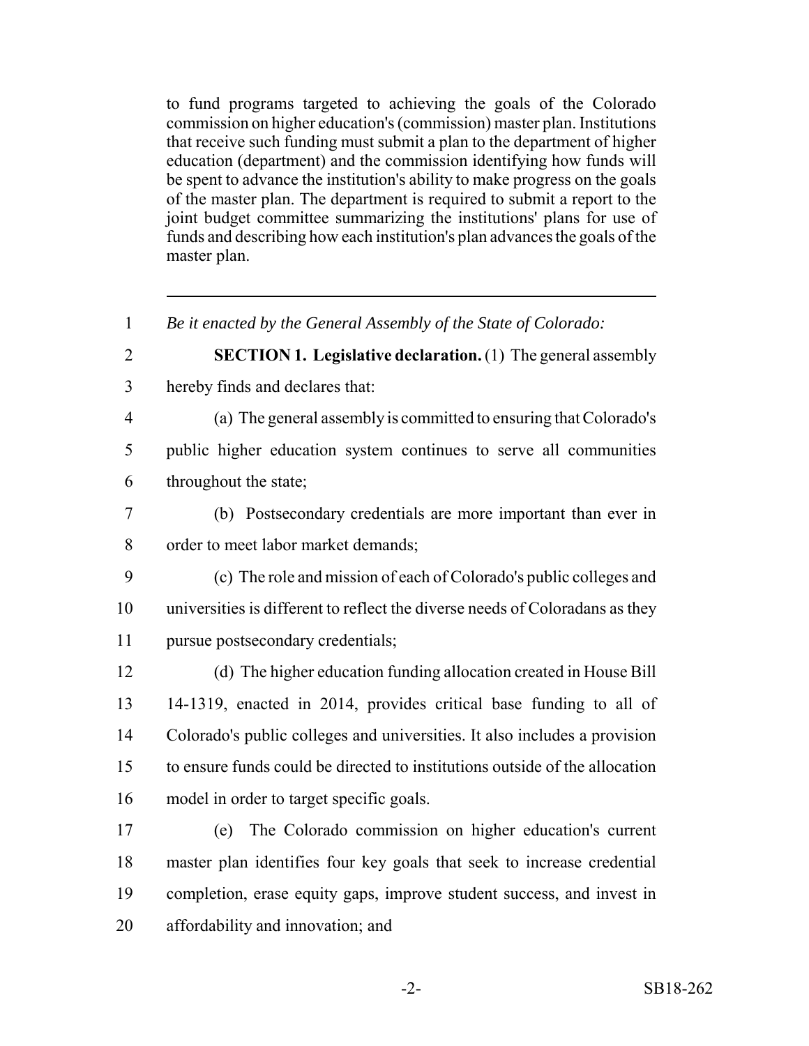to fund programs targeted to achieving the goals of the Colorado commission on higher education's (commission) master plan. Institutions that receive such funding must submit a plan to the department of higher education (department) and the commission identifying how funds will be spent to advance the institution's ability to make progress on the goals of the master plan. The department is required to submit a report to the joint budget committee summarizing the institutions' plans for use of funds and describing how each institution's plan advances the goals of the master plan.

---

1 *Be it enacted by the General Assembly of the State of Colorado:*

2 **SECTION 1. Legislative declaration.** (1) The general assembly
3 hereby finds and declares that:

4 (a) The general assembly is committed to ensuring that Colorado's
5 public higher education system continues to serve all communities
6 throughout the state;

7 (b) Postsecondary credentials are more important than ever in
8 order to meet labor market demands;

9 (c) The role and mission of each of Colorado's public colleges and
10 universities is different to reflect the diverse needs of Coloradans as they
11 pursue postsecondary credentials;

12 (d) The higher education funding allocation created in House Bill
13 14-1319, enacted in 2014, provides critical base funding to all of
14 Colorado's public colleges and universities. It also includes a provision
15 to ensure funds could be directed to institutions outside of the allocation
16 model in order to target specific goals.

17 (e) The Colorado commission on higher education's current
18 master plan identifies four key goals that seek to increase credential
19 completion, erase equity gaps, improve student success, and invest in
20 affordability and innovation; and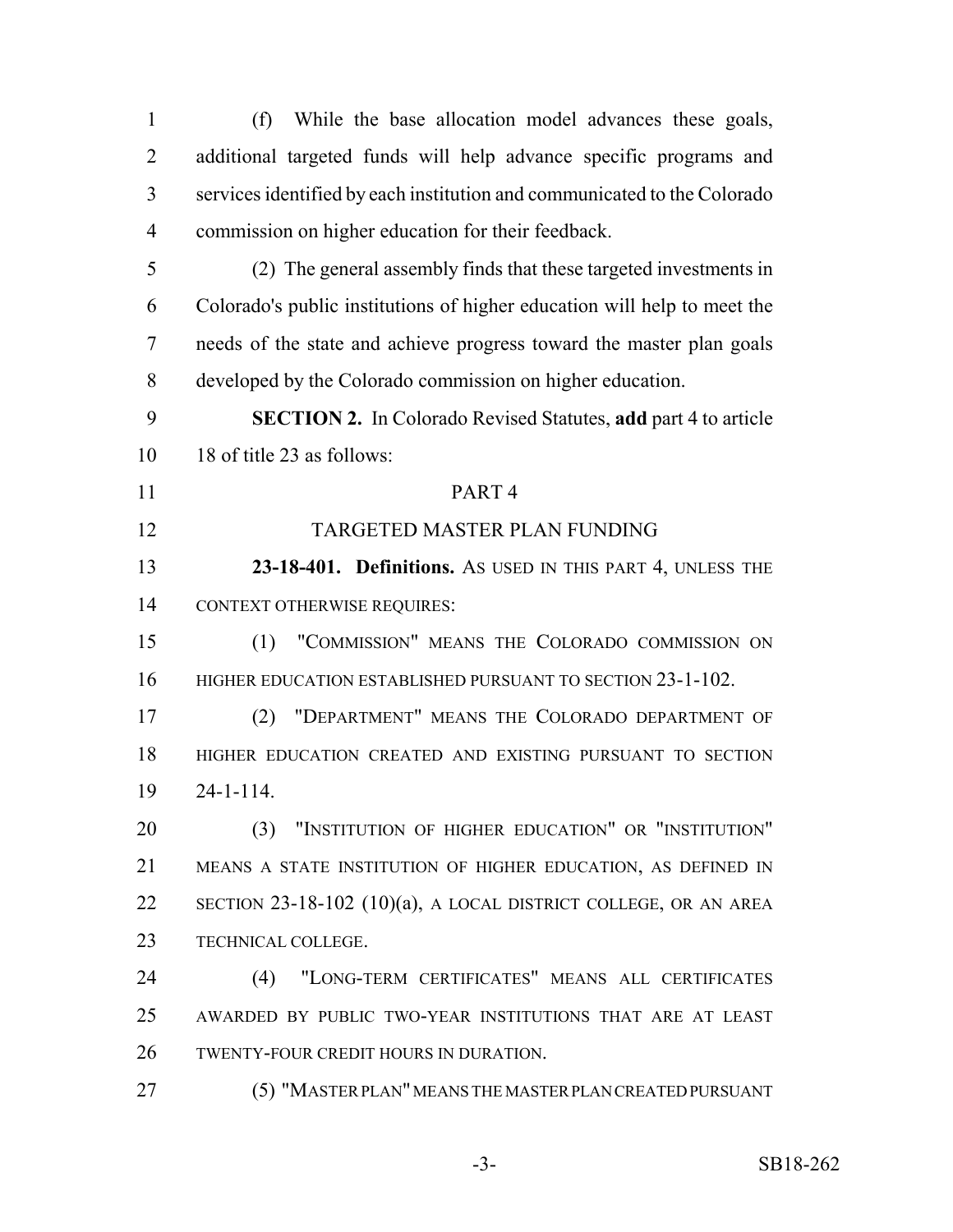(f) While the base allocation model advances these goals, additional targeted funds will help advance specific programs and services identified by each institution and communicated to the Colorado commission on higher education for their feedback.

(2) The general assembly finds that these targeted investments in Colorado's public institutions of higher education will help to meet the needs of the state and achieve progress toward the master plan goals developed by the Colorado commission on higher education.

**SECTION 2.** In Colorado Revised Statutes, **add** part 4 to article 18 of title 23 as follows:

PART 4

TARGETED MASTER PLAN FUNDING

**23-18-401. Definitions.** AS USED IN THIS PART 4, UNLESS THE CONTEXT OTHERWISE REQUIRES:

(1) "COMMISSION" MEANS THE COLORADO COMMISSION ON HIGHER EDUCATION ESTABLISHED PURSUANT TO SECTION 23-1-102.

(2) "DEPARTMENT" MEANS THE COLORADO DEPARTMENT OF HIGHER EDUCATION CREATED AND EXISTING PURSUANT TO SECTION 24-1-114.

(3) "INSTITUTION OF HIGHER EDUCATION" OR "INSTITUTION" MEANS A STATE INSTITUTION OF HIGHER EDUCATION, AS DEFINED IN SECTION 23-18-102 (10)(a), A LOCAL DISTRICT COLLEGE, OR AN AREA TECHNICAL COLLEGE.

(4) "LONG-TERM CERTIFICATES" MEANS ALL CERTIFICATES AWARDED BY PUBLIC TWO-YEAR INSTITUTIONS THAT ARE AT LEAST TWENTY-FOUR CREDIT HOURS IN DURATION.

(5) "MASTER PLAN" MEANS THE MASTER PLAN CREATED PURSUANT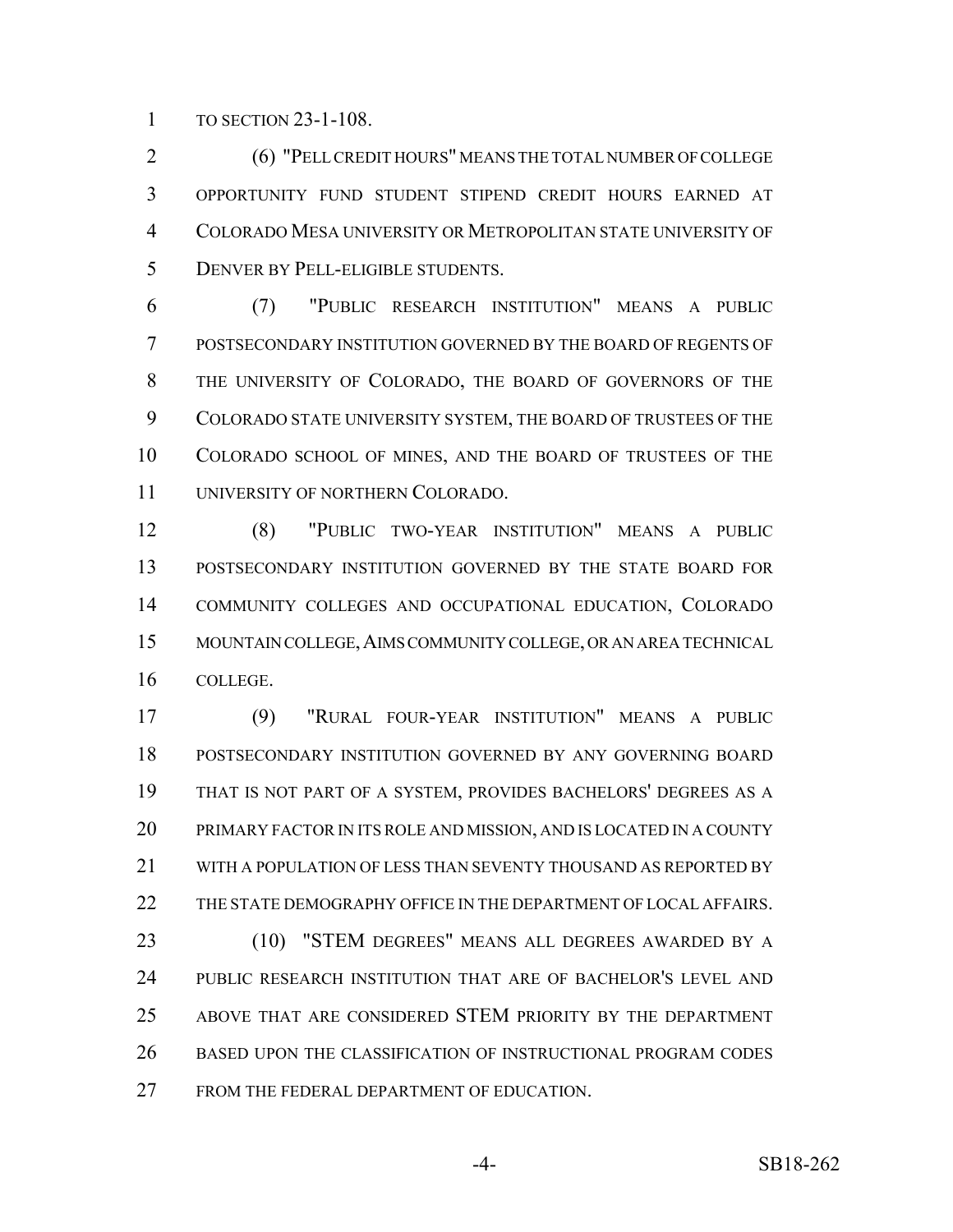TO SECTION 23-1-108.

(6) "PELL CREDIT HOURS" MEANS THE TOTAL NUMBER OF COLLEGE OPPORTUNITY FUND STUDENT STIPEND CREDIT HOURS EARNED AT COLORADO MESA UNIVERSITY OR METROPOLITAN STATE UNIVERSITY OF DENVER BY PELL-ELIGIBLE STUDENTS.

(7) "PUBLIC RESEARCH INSTITUTION" MEANS A PUBLIC POSTSECONDARY INSTITUTION GOVERNED BY THE BOARD OF REGENTS OF THE UNIVERSITY OF COLORADO, THE BOARD OF GOVERNORS OF THE COLORADO STATE UNIVERSITY SYSTEM, THE BOARD OF TRUSTEES OF THE COLORADO SCHOOL OF MINES, AND THE BOARD OF TRUSTEES OF THE UNIVERSITY OF NORTHERN COLORADO.

(8) "PUBLIC TWO-YEAR INSTITUTION" MEANS A PUBLIC POSTSECONDARY INSTITUTION GOVERNED BY THE STATE BOARD FOR COMMUNITY COLLEGES AND OCCUPATIONAL EDUCATION, COLORADO MOUNTAIN COLLEGE, AIMS COMMUNITY COLLEGE, OR AN AREA TECHNICAL COLLEGE.

(9) "RURAL FOUR-YEAR INSTITUTION" MEANS A PUBLIC POSTSECONDARY INSTITUTION GOVERNED BY ANY GOVERNING BOARD THAT IS NOT PART OF A SYSTEM, PROVIDES BACHELORS' DEGREES AS A PRIMARY FACTOR IN ITS ROLE AND MISSION, AND IS LOCATED IN A COUNTY WITH A POPULATION OF LESS THAN SEVENTY THOUSAND AS REPORTED BY THE STATE DEMOGRAPHY OFFICE IN THE DEPARTMENT OF LOCAL AFFAIRS.

(10) "STEM DEGREES" MEANS ALL DEGREES AWARDED BY A PUBLIC RESEARCH INSTITUTION THAT ARE OF BACHELOR'S LEVEL AND ABOVE THAT ARE CONSIDERED STEM PRIORITY BY THE DEPARTMENT BASED UPON THE CLASSIFICATION OF INSTRUCTIONAL PROGRAM CODES FROM THE FEDERAL DEPARTMENT OF EDUCATION.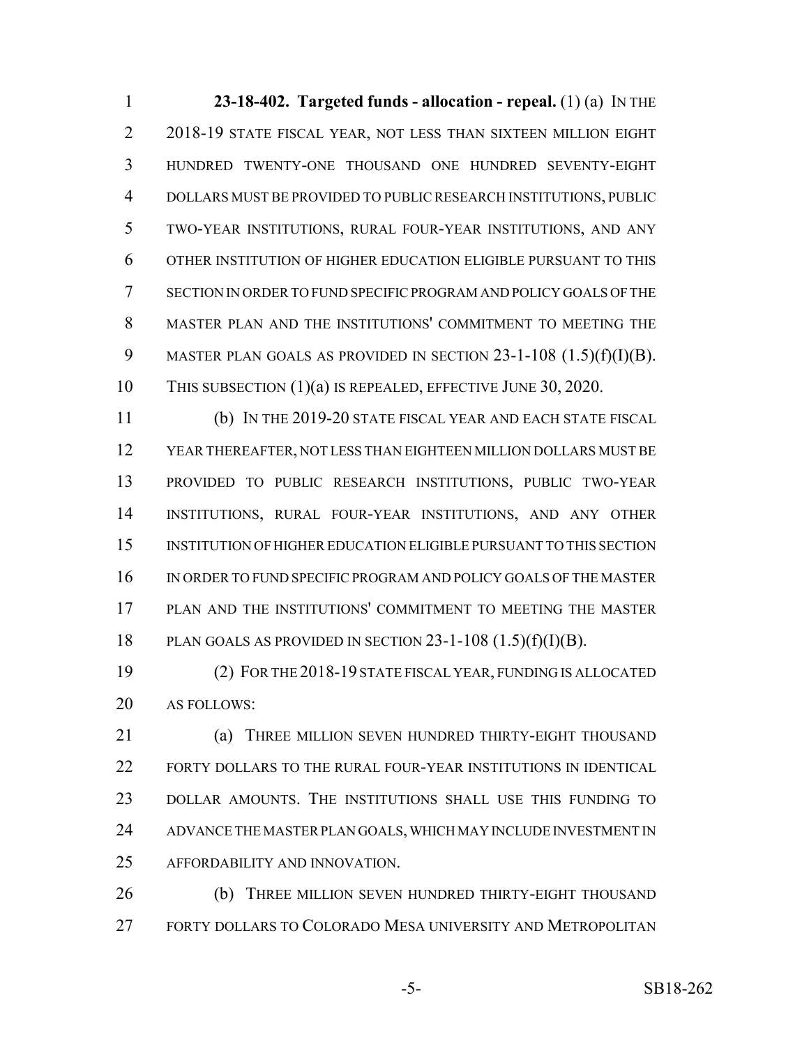**23-18-402. Targeted funds - allocation - repeal.** (1) (a) IN THE 2018-19 STATE FISCAL YEAR, NOT LESS THAN SIXTEEN MILLION EIGHT HUNDRED TWENTY-ONE THOUSAND ONE HUNDRED SEVENTY-EIGHT DOLLARS MUST BE PROVIDED TO PUBLIC RESEARCH INSTITUTIONS, PUBLIC TWO-YEAR INSTITUTIONS, RURAL FOUR-YEAR INSTITUTIONS, AND ANY OTHER INSTITUTION OF HIGHER EDUCATION ELIGIBLE PURSUANT TO THIS SECTION IN ORDER TO FUND SPECIFIC PROGRAM AND POLICY GOALS OF THE MASTER PLAN AND THE INSTITUTIONS' COMMITMENT TO MEETING THE MASTER PLAN GOALS AS PROVIDED IN SECTION 23-1-108 (1.5)(f)(I)(B). THIS SUBSECTION (1)(a) IS REPEALED, EFFECTIVE JUNE 30, 2020.

(b) IN THE 2019-20 STATE FISCAL YEAR AND EACH STATE FISCAL YEAR THEREAFTER, NOT LESS THAN EIGHTEEN MILLION DOLLARS MUST BE PROVIDED TO PUBLIC RESEARCH INSTITUTIONS, PUBLIC TWO-YEAR INSTITUTIONS, RURAL FOUR-YEAR INSTITUTIONS, AND ANY OTHER INSTITUTION OF HIGHER EDUCATION ELIGIBLE PURSUANT TO THIS SECTION IN ORDER TO FUND SPECIFIC PROGRAM AND POLICY GOALS OF THE MASTER PLAN AND THE INSTITUTIONS' COMMITMENT TO MEETING THE MASTER PLAN GOALS AS PROVIDED IN SECTION 23-1-108 (1.5)(f)(I)(B).

(2) FOR THE 2018-19 STATE FISCAL YEAR, FUNDING IS ALLOCATED AS FOLLOWS:

(a) THREE MILLION SEVEN HUNDRED THIRTY-EIGHT THOUSAND FORTY DOLLARS TO THE RURAL FOUR-YEAR INSTITUTIONS IN IDENTICAL DOLLAR AMOUNTS. THE INSTITUTIONS SHALL USE THIS FUNDING TO ADVANCE THE MASTER PLAN GOALS, WHICH MAY INCLUDE INVESTMENT IN AFFORDABILITY AND INNOVATION.

(b) THREE MILLION SEVEN HUNDRED THIRTY-EIGHT THOUSAND FORTY DOLLARS TO COLORADO MESA UNIVERSITY AND METROPOLITAN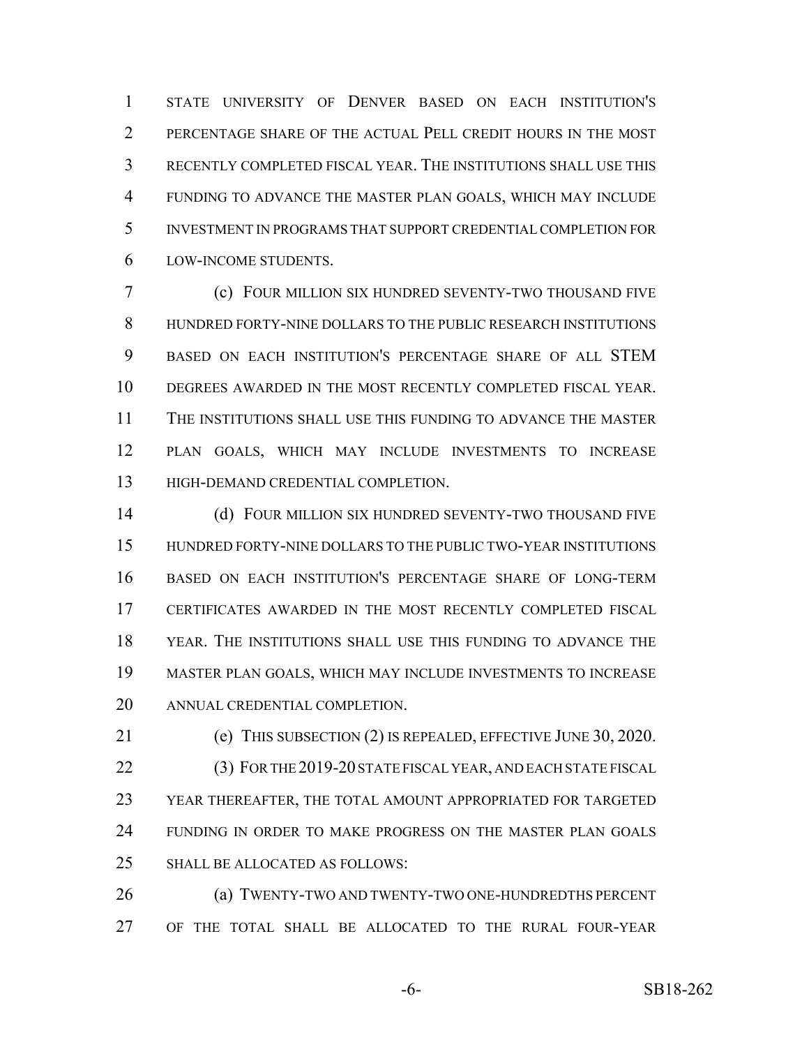STATE UNIVERSITY OF DENVER BASED ON EACH INSTITUTION'S PERCENTAGE SHARE OF THE ACTUAL PELL CREDIT HOURS IN THE MOST RECENTLY COMPLETED FISCAL YEAR. THE INSTITUTIONS SHALL USE THIS FUNDING TO ADVANCE THE MASTER PLAN GOALS, WHICH MAY INCLUDE INVESTMENT IN PROGRAMS THAT SUPPORT CREDENTIAL COMPLETION FOR LOW-INCOME STUDENTS.

(c) FOUR MILLION SIX HUNDRED SEVENTY-TWO THOUSAND FIVE HUNDRED FORTY-NINE DOLLARS TO THE PUBLIC RESEARCH INSTITUTIONS BASED ON EACH INSTITUTION'S PERCENTAGE SHARE OF ALL STEM DEGREES AWARDED IN THE MOST RECENTLY COMPLETED FISCAL YEAR. THE INSTITUTIONS SHALL USE THIS FUNDING TO ADVANCE THE MASTER PLAN GOALS, WHICH MAY INCLUDE INVESTMENTS TO INCREASE HIGH-DEMAND CREDENTIAL COMPLETION.

(d) FOUR MILLION SIX HUNDRED SEVENTY-TWO THOUSAND FIVE HUNDRED FORTY-NINE DOLLARS TO THE PUBLIC TWO-YEAR INSTITUTIONS BASED ON EACH INSTITUTION'S PERCENTAGE SHARE OF LONG-TERM CERTIFICATES AWARDED IN THE MOST RECENTLY COMPLETED FISCAL YEAR. THE INSTITUTIONS SHALL USE THIS FUNDING TO ADVANCE THE MASTER PLAN GOALS, WHICH MAY INCLUDE INVESTMENTS TO INCREASE ANNUAL CREDENTIAL COMPLETION.

(e) THIS SUBSECTION (2) IS REPEALED, EFFECTIVE JUNE 30, 2020.

(3) FOR THE 2019-20 STATE FISCAL YEAR, AND EACH STATE FISCAL YEAR THEREAFTER, THE TOTAL AMOUNT APPROPRIATED FOR TARGETED FUNDING IN ORDER TO MAKE PROGRESS ON THE MASTER PLAN GOALS SHALL BE ALLOCATED AS FOLLOWS:

(a) TWENTY-TWO AND TWENTY-TWO ONE-HUNDREDTHS PERCENT OF THE TOTAL SHALL BE ALLOCATED TO THE RURAL FOUR-YEAR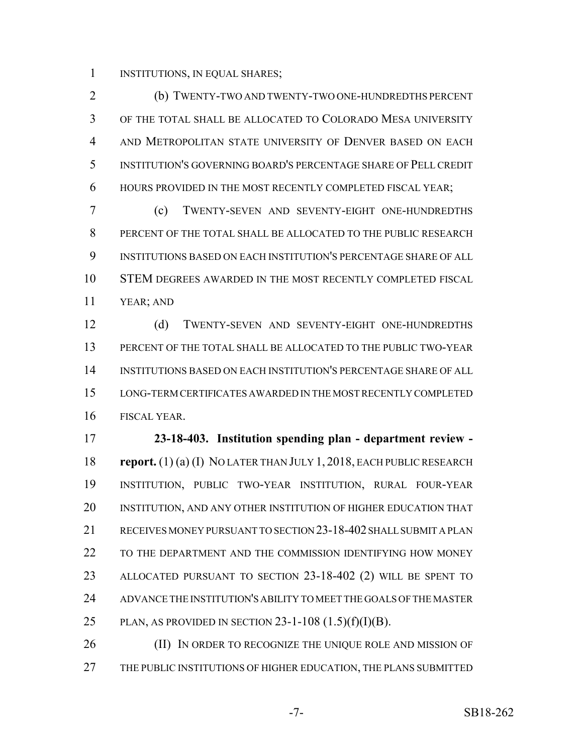INSTITUTIONS, IN EQUAL SHARES;

(b) TWENTY-TWO AND TWENTY-TWO ONE-HUNDREDTHS PERCENT OF THE TOTAL SHALL BE ALLOCATED TO COLORADO MESA UNIVERSITY AND METROPOLITAN STATE UNIVERSITY OF DENVER BASED ON EACH INSTITUTION'S GOVERNING BOARD'S PERCENTAGE SHARE OF PELL CREDIT HOURS PROVIDED IN THE MOST RECENTLY COMPLETED FISCAL YEAR;

(c) TWENTY-SEVEN AND SEVENTY-EIGHT ONE-HUNDREDTHS PERCENT OF THE TOTAL SHALL BE ALLOCATED TO THE PUBLIC RESEARCH INSTITUTIONS BASED ON EACH INSTITUTION'S PERCENTAGE SHARE OF ALL STEM DEGREES AWARDED IN THE MOST RECENTLY COMPLETED FISCAL YEAR; AND

(d) TWENTY-SEVEN AND SEVENTY-EIGHT ONE-HUNDREDTHS PERCENT OF THE TOTAL SHALL BE ALLOCATED TO THE PUBLIC TWO-YEAR INSTITUTIONS BASED ON EACH INSTITUTION'S PERCENTAGE SHARE OF ALL LONG-TERM CERTIFICATES AWARDED IN THE MOST RECENTLY COMPLETED FISCAL YEAR.

**23-18-403. Institution spending plan - department review - report.** (1) (a) (I) NO LATER THAN JULY 1, 2018, EACH PUBLIC RESEARCH INSTITUTION, PUBLIC TWO-YEAR INSTITUTION, RURAL FOUR-YEAR INSTITUTION, AND ANY OTHER INSTITUTION OF HIGHER EDUCATION THAT RECEIVES MONEY PURSUANT TO SECTION 23-18-402 SHALL SUBMIT A PLAN TO THE DEPARTMENT AND THE COMMISSION IDENTIFYING HOW MONEY ALLOCATED PURSUANT TO SECTION 23-18-402 (2) WILL BE SPENT TO ADVANCE THE INSTITUTION'S ABILITY TO MEET THE GOALS OF THE MASTER PLAN, AS PROVIDED IN SECTION 23-1-108 (1.5)(f)(I)(B).

(II) IN ORDER TO RECOGNIZE THE UNIQUE ROLE AND MISSION OF THE PUBLIC INSTITUTIONS OF HIGHER EDUCATION, THE PLANS SUBMITTED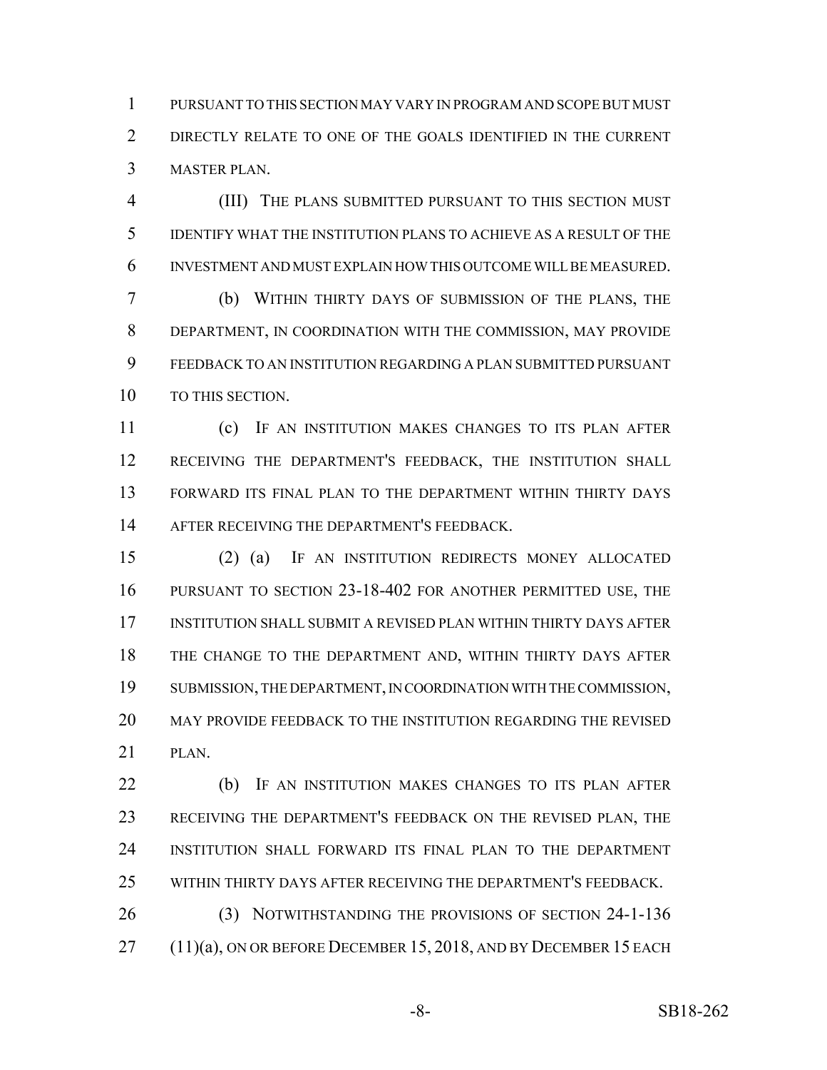PURSUANT TO THIS SECTION MAY VARY IN PROGRAM AND SCOPE BUT MUST DIRECTLY RELATE TO ONE OF THE GOALS IDENTIFIED IN THE CURRENT MASTER PLAN.

(III) THE PLANS SUBMITTED PURSUANT TO THIS SECTION MUST IDENTIFY WHAT THE INSTITUTION PLANS TO ACHIEVE AS A RESULT OF THE INVESTMENT AND MUST EXPLAIN HOW THIS OUTCOME WILL BE MEASURED.

(b) WITHIN THIRTY DAYS OF SUBMISSION OF THE PLANS, THE DEPARTMENT, IN COORDINATION WITH THE COMMISSION, MAY PROVIDE FEEDBACK TO AN INSTITUTION REGARDING A PLAN SUBMITTED PURSUANT TO THIS SECTION.

(c) IF AN INSTITUTION MAKES CHANGES TO ITS PLAN AFTER RECEIVING THE DEPARTMENT'S FEEDBACK, THE INSTITUTION SHALL FORWARD ITS FINAL PLAN TO THE DEPARTMENT WITHIN THIRTY DAYS AFTER RECEIVING THE DEPARTMENT'S FEEDBACK.

(2) (a) IF AN INSTITUTION REDIRECTS MONEY ALLOCATED PURSUANT TO SECTION 23-18-402 FOR ANOTHER PERMITTED USE, THE INSTITUTION SHALL SUBMIT A REVISED PLAN WITHIN THIRTY DAYS AFTER THE CHANGE TO THE DEPARTMENT AND, WITHIN THIRTY DAYS AFTER SUBMISSION, THE DEPARTMENT, IN COORDINATION WITH THE COMMISSION, MAY PROVIDE FEEDBACK TO THE INSTITUTION REGARDING THE REVISED PLAN.

(b) IF AN INSTITUTION MAKES CHANGES TO ITS PLAN AFTER RECEIVING THE DEPARTMENT'S FEEDBACK ON THE REVISED PLAN, THE INSTITUTION SHALL FORWARD ITS FINAL PLAN TO THE DEPARTMENT WITHIN THIRTY DAYS AFTER RECEIVING THE DEPARTMENT'S FEEDBACK.

(3) NOTWITHSTANDING THE PROVISIONS OF SECTION 24-1-136 (11)(a), ON OR BEFORE DECEMBER 15, 2018, AND BY DECEMBER 15 EACH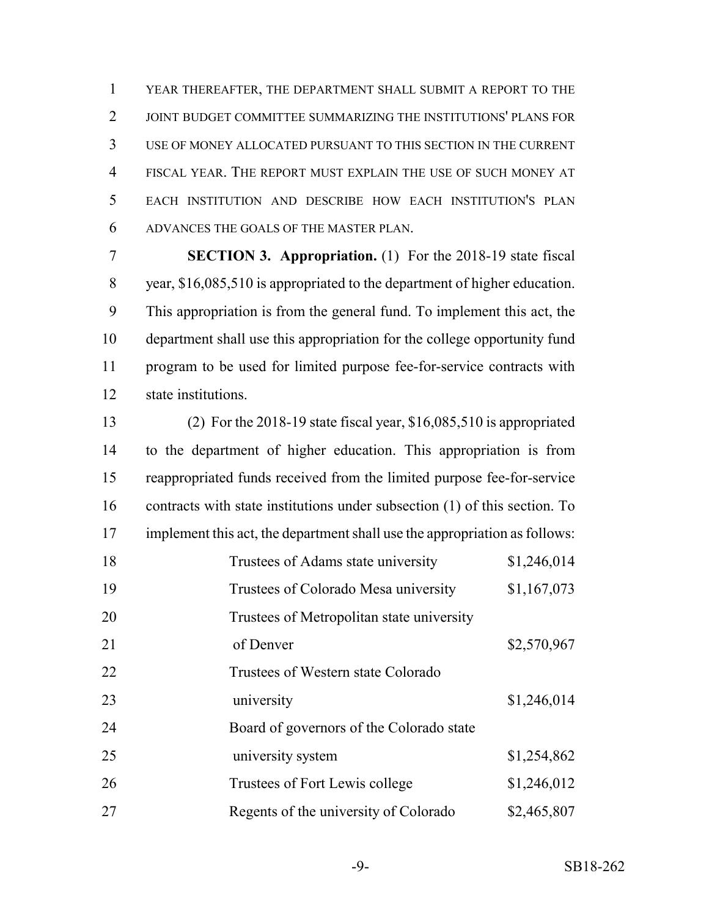YEAR THEREAFTER, THE DEPARTMENT SHALL SUBMIT A REPORT TO THE JOINT BUDGET COMMITTEE SUMMARIZING THE INSTITUTIONS' PLANS FOR USE OF MONEY ALLOCATED PURSUANT TO THIS SECTION IN THE CURRENT FISCAL YEAR. THE REPORT MUST EXPLAIN THE USE OF SUCH MONEY AT EACH INSTITUTION AND DESCRIBE HOW EACH INSTITUTION'S PLAN ADVANCES THE GOALS OF THE MASTER PLAN.

**SECTION 3. Appropriation.** (1) For the 2018-19 state fiscal year, $16,085,510 is appropriated to the department of higher education. This appropriation is from the general fund. To implement this act, the department shall use this appropriation for the college opportunity fund program to be used for limited purpose fee-for-service contracts with state institutions.

(2) For the 2018-19 state fiscal year, $16,085,510 is appropriated to the department of higher education. This appropriation is from reappropriated funds received from the limited purpose fee-for-service contracts with state institutions under subsection (1) of this section. To implement this act, the department shall use the appropriation as follows:

| | |
|---|---|
| Trustees of Adams state university | $1,246,014 |
| Trustees of Colorado Mesa university | $1,167,073 |
| Trustees of Metropolitan state university of Denver | $2,570,967 |
| Trustees of Western state Colorado university | $1,246,014 |
| Board of governors of the Colorado state university system | $1,254,862 |
| Trustees of Fort Lewis college | $1,246,012 |
| Regents of the university of Colorado | $2,465,807 |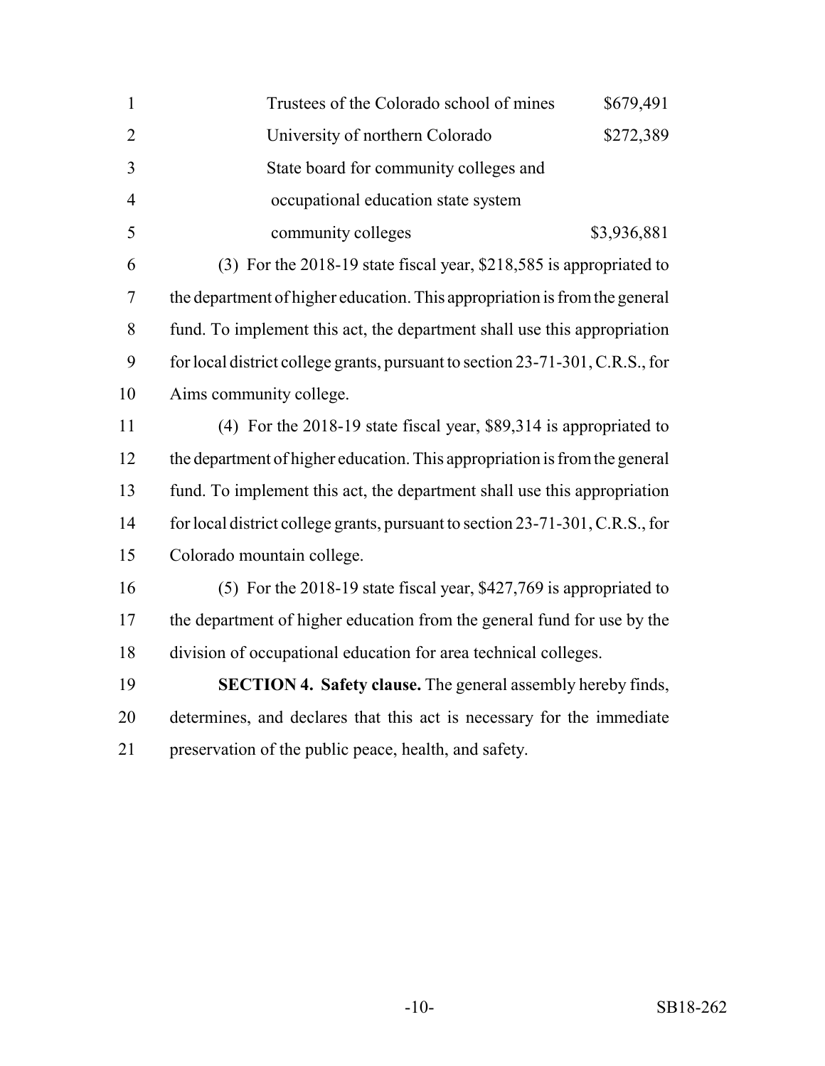| | |
|---|---|
| Trustees of the Colorado school of mines | $679,491 |
| University of northern Colorado | $272,389 |
| State board for community colleges and occupational education state system community colleges | $3,936,881 |

(3) For the 2018-19 state fiscal year, $218,585 is appropriated to the department of higher education. This appropriation is from the general fund. To implement this act, the department shall use this appropriation for local district college grants, pursuant to section 23-71-301, C.R.S., for Aims community college.

(4) For the 2018-19 state fiscal year, $89,314 is appropriated to the department of higher education. This appropriation is from the general fund. To implement this act, the department shall use this appropriation for local district college grants, pursuant to section 23-71-301, C.R.S., for Colorado mountain college.

(5) For the 2018-19 state fiscal year, $427,769 is appropriated to the department of higher education from the general fund for use by the division of occupational education for area technical colleges.

**SECTION 4. Safety clause.** The general assembly hereby finds, determines, and declares that this act is necessary for the immediate preservation of the public peace, health, and safety.